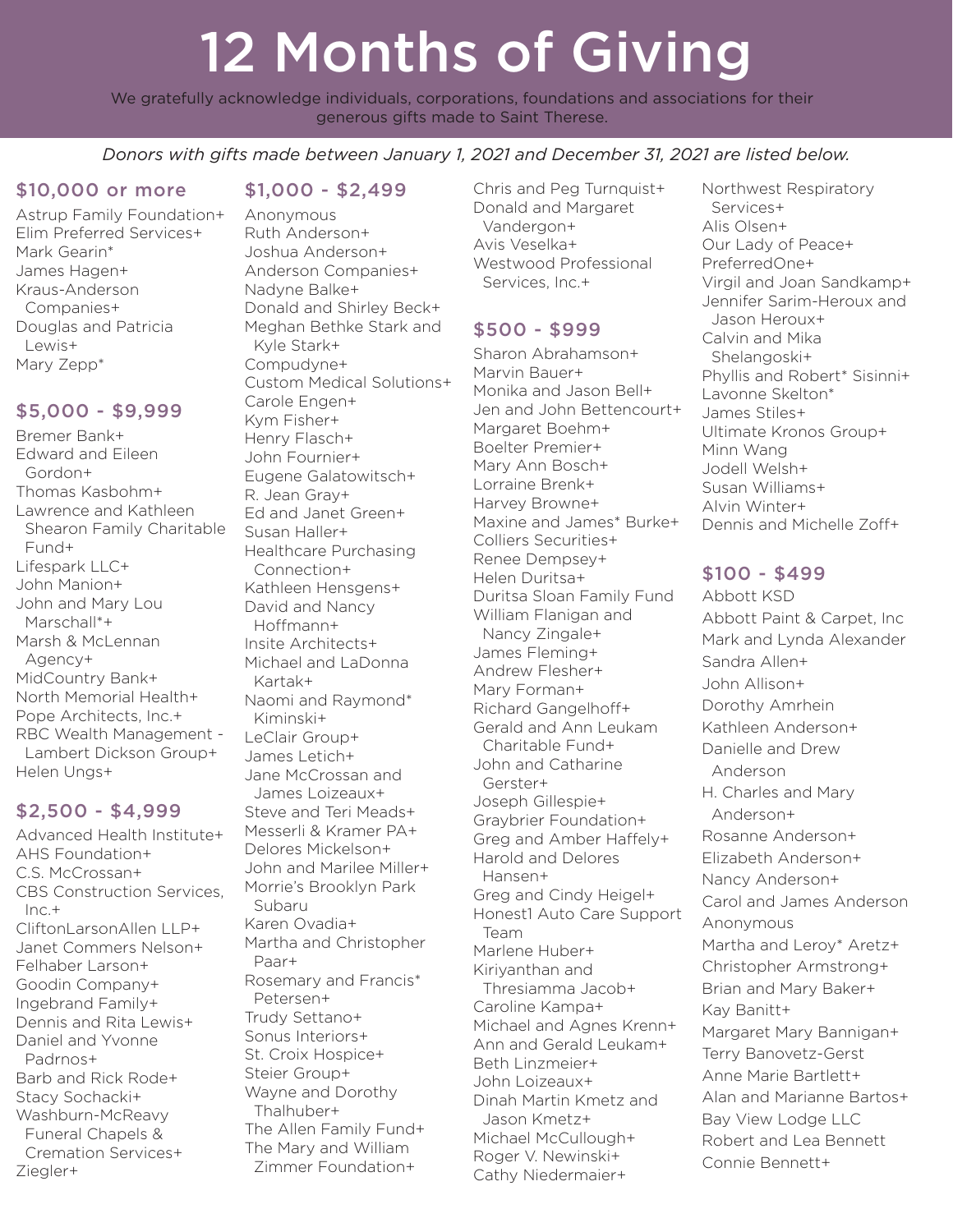# 12 Months of Giving

We gratefully acknowledge individuals, corporations, foundations and associations for their generous gifts made to Saint Therese.

*Donors with gifts made between January 1, 2021 and December 31, 2021 are listed below.*

## $10,000 or more

Astrup Family Foundation+
Elim Preferred Services+
Mark Gearin*
James Hagen+
Kraus-Anderson Companies+
Douglas and Patricia Lewis+
Mary Zepp*

## $5,000 - $9,999

Bremer Bank+
Edward and Eileen Gordon+
Thomas Kasbohm+
Lawrence and Kathleen Shearon Family Charitable Fund+
Lifespark LLC+
John Manion+
John and Mary Lou Marschall*+
Marsh & McLennan Agency+
MidCountry Bank+
North Memorial Health+
Pope Architects, Inc.+
RBC Wealth Management - Lambert Dickson Group+
Helen Ungs+

## $2,500 - $4,999

Advanced Health Institute+
AHS Foundation+
C.S. McCrossan+
CBS Construction Services, Inc.+
CliftonLarsonAllen LLP+
Janet Commers Nelson+
Felhaber Larson+
Goodin Company+
Ingebrand Family+
Dennis and Rita Lewis+
Daniel and Yvonne Padrnos+
Barb and Rick Rode+
Stacy Sochacki+
Washburn-McReavy Funeral Chapels & Cremation Services+
Ziegler+

## $1,000 - $2,499

Anonymous
Ruth Anderson+
Joshua Anderson+
Anderson Companies+
Nadyne Balke+
Donald and Shirley Beck+
Meghan Bethke Stark and Kyle Stark+
Compudyne+
Custom Medical Solutions+
Carole Engen+
Kym Fisher+
Henry Flasch+
John Fournier+
Eugene Galatowitsch+
R. Jean Gray+
Ed and Janet Green+
Susan Haller+
Healthcare Purchasing Connection+
Kathleen Hensgens+
David and Nancy Hoffmann+
Insite Architects+
Michael and LaDonna Kartak+
Naomi and Raymond* Kiminski+
LeClair Group+
James Letich+
Jane McCrossan and James Loizeaux+
Steve and Teri Meads+
Messerli & Kramer PA+
Delores Mickelson+
John and Marilee Miller+
Morrie's Brooklyn Park Subaru
Karen Ovadia+
Martha and Christopher Paar+
Rosemary and Francis* Petersen+
Trudy Settano+
Sonus Interiors+
St. Croix Hospice+
Steier Group+
Wayne and Dorothy Thalhuber+
The Allen Family Fund+
The Mary and William Zimmer Foundation+
Chris and Peg Turnquist+
Donald and Margaret Vandergon+
Avis Veselka+
Westwood Professional Services, Inc.+

## $500 - $999

Sharon Abrahamson+
Marvin Bauer+
Monika and Jason Bell+
Jen and John Bettencourt+
Margaret Boehm+
Boelter Premier+
Mary Ann Bosch+
Lorraine Brenk+
Harvey Browne+
Maxine and James* Burke+
Colliers Securities+
Renee Dempsey+
Helen Duritsa+
Duritsa Sloan Family Fund
William Flanigan and Nancy Zingale+
James Fleming+
Andrew Flesher+
Mary Forman+
Richard Gangelhoff+
Gerald and Ann Leukam Charitable Fund+
John and Catharine Gerster+
Joseph Gillespie+
Graybrier Foundation+
Greg and Amber Haffely+
Harold and Delores Hansen+
Greg and Cindy Heigel+
Honest1 Auto Care Support Team
Marlene Huber+
Kiriyanthan and Thresiamma Jacob+
Caroline Kampa+
Michael and Agnes Krenn+
Ann and Gerald Leukam+
Beth Linzmeier+
John Loizeaux+
Dinah Martin Kmetz and Jason Kmetz+
Michael McCullough+
Roger V. Newinski+
Cathy Niedermaier+
Northwest Respiratory Services+
Alis Olsen+
Our Lady of Peace+
PreferredOne+
Virgil and Joan Sandkamp+
Jennifer Sarim-Heroux and Jason Heroux+
Calvin and Mika Shelangoski+
Phyllis and Robert* Sisinni+
Lavonne Skelton*
James Stiles+
Ultimate Kronos Group+
Minn Wang
Jodell Welsh+
Susan Williams+
Alvin Winter+
Dennis and Michelle Zoff+

## $100 - $499

Abbott KSD
Abbott Paint & Carpet, Inc
Mark and Lynda Alexander
Sandra Allen+
John Allison+
Dorothy Amrhein
Kathleen Anderson+
Danielle and Drew Anderson
H. Charles and Mary Anderson+
Rosanne Anderson+
Elizabeth Anderson+
Nancy Anderson+
Carol and James Anderson
Anonymous
Martha and Leroy* Aretz+
Christopher Armstrong+
Brian and Mary Baker+
Kay Banitt+
Margaret Mary Bannigan+
Terry Banovetz-Gerst
Anne Marie Bartlett+
Alan and Marianne Bartos+
Bay View Lodge LLC
Robert and Lea Bennett
Connie Bennett+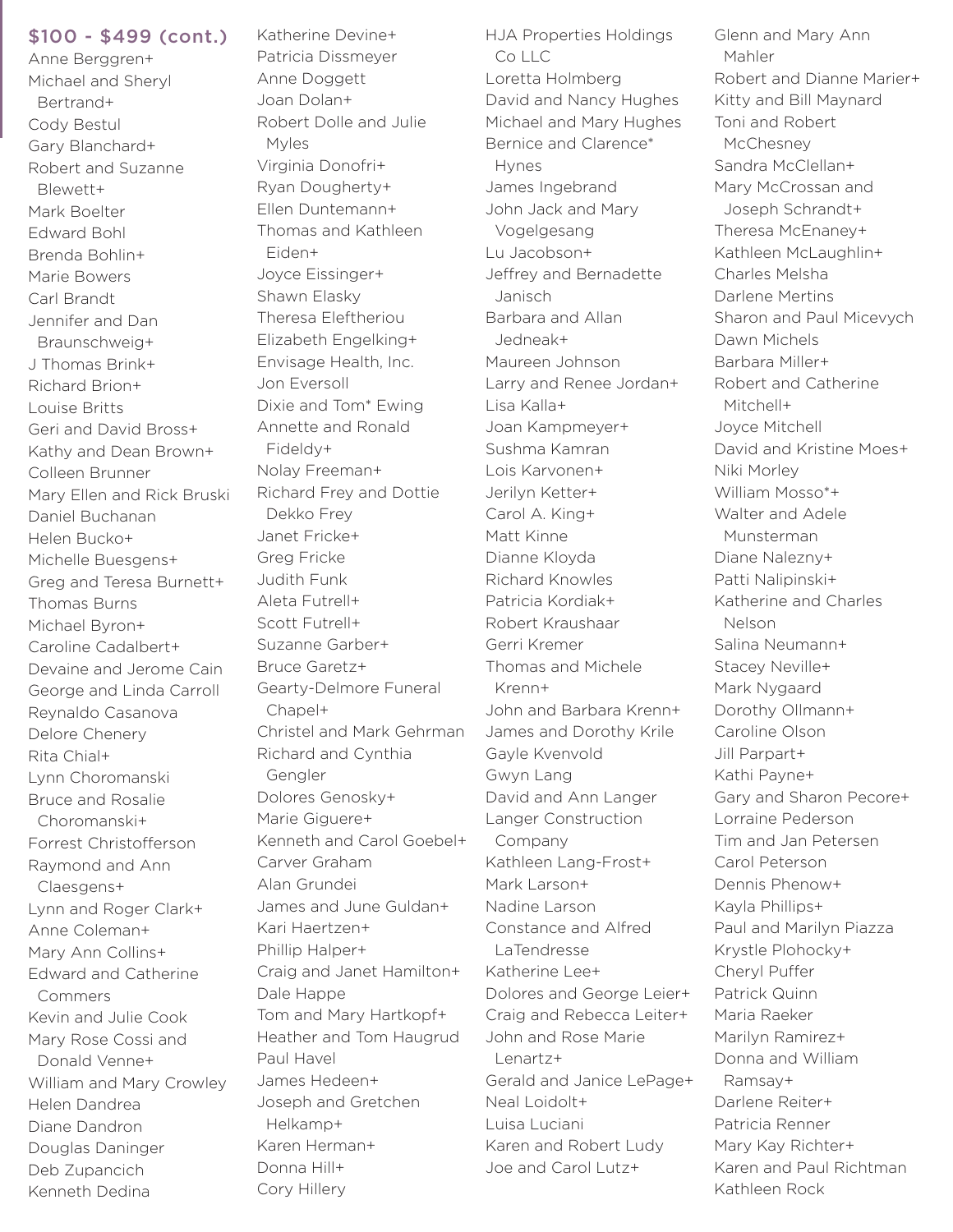## $100 - $499 (cont.)

Anne Berggren+
Michael and Sheryl Bertrand+
Cody Bestul
Gary Blanchard+
Robert and Suzanne Blewett+
Mark Boelter
Edward Bohl
Brenda Bohlin+
Marie Bowers
Carl Brandt
Jennifer and Dan Braunschweig+
J Thomas Brink+
Richard Brion+
Louise Britts
Geri and David Bross+
Kathy and Dean Brown+
Colleen Brunner
Mary Ellen and Rick Bruski
Daniel Buchanan
Helen Bucko+
Michelle Buesgens+
Greg and Teresa Burnett+
Thomas Burns
Michael Byron+
Caroline Cadalbert+
Devaine and Jerome Cain
George and Linda Carroll
Reynaldo Casanova
Delore Chenery
Rita Chial+
Lynn Choromanski
Bruce and Rosalie Choromanski+
Forrest Christofferson
Raymond and Ann Claesgens+
Lynn and Roger Clark+
Anne Coleman+
Mary Ann Collins+
Edward and Catherine Commers
Kevin and Julie Cook
Mary Rose Cossi and Donald Venne+
William and Mary Crowley
Helen Dandrea
Diane Dandron
Douglas Daninger
Deb Zupancich
Kenneth Dedina
Katherine Devine+
Patricia Dissmeyer
Anne Doggett
Joan Dolan+
Robert Dolle and Julie Myles
Virginia Donofri+
Ryan Dougherty+
Ellen Duntemann+
Thomas and Kathleen Eiden+
Joyce Eissinger+
Shawn Elasky
Theresa Eleftheriou
Elizabeth Engelking+
Envisage Health, Inc.
Jon Eversoll
Dixie and Tom* Ewing
Annette and Ronald Fideldy+
Nolay Freeman+
Richard Frey and Dottie Dekko Frey
Janet Fricke+
Greg Fricke
Judith Funk
Aleta Futrell+
Scott Futrell+
Suzanne Garber+
Bruce Garetz+
Gearty-Delmore Funeral Chapel+
Christel and Mark Gehrman
Richard and Cynthia Gengler
Dolores Genosky+
Marie Giguere+
Kenneth and Carol Goebel+
Carver Graham
Alan Grundei
James and June Guldan+
Kari Haertzen+
Phillip Halper+
Craig and Janet Hamilton+
Dale Happe
Tom and Mary Hartkopf+
Heather and Tom Haugrud
Paul Havel
James Hedeen+
Joseph and Gretchen Helkamp+
Karen Herman+
Donna Hill+
Cory Hillery
HJA Properties Holdings Co LLC
Loretta Holmberg
David and Nancy Hughes
Michael and Mary Hughes
Bernice and Clarence* Hynes
James Ingebrand
John Jack and Mary Vogelgesang
Lu Jacobson+
Jeffrey and Bernadette Janisch
Barbara and Allan Jedneak+
Maureen Johnson
Larry and Renee Jordan+
Lisa Kalla+
Joan Kampmeyer+
Sushma Kamran
Lois Karvonen+
Jerilyn Ketter+
Carol A. King+
Matt Kinne
Dianne Kloyda
Richard Knowles
Patricia Kordiak+
Robert Kraushaar
Gerri Kremer
Thomas and Michele Krenn+
John and Barbara Krenn+
James and Dorothy Krile
Gayle Kvenvold
Gwyn Lang
David and Ann Langer
Langer Construction Company
Kathleen Lang-Frost+
Mark Larson+
Nadine Larson
Constance and Alfred LaTendresse
Katherine Lee+
Dolores and George Leier+
Craig and Rebecca Leiter+
John and Rose Marie Lenartz+
Gerald and Janice LePage+
Neal Loidolt+
Luisa Luciani
Karen and Robert Ludy
Joe and Carol Lutz+
Glenn and Mary Ann Mahler
Robert and Dianne Marier+
Kitty and Bill Maynard
Toni and Robert McChesney
Sandra McClellan+
Mary McCrossan and Joseph Schrandt+
Theresa McEnaney+
Kathleen McLaughlin+
Charles Melsha
Darlene Mertins
Sharon and Paul Micevych
Dawn Michels
Barbara Miller+
Robert and Catherine Mitchell+
Joyce Mitchell
David and Kristine Moes+
Niki Morley
William Mosso*+
Walter and Adele Munsterman
Diane Nalezny+
Patti Nalipinski+
Katherine and Charles Nelson
Salina Neumann+
Stacey Neville+
Mark Nygaard
Dorothy Ollmann+
Caroline Olson
Jill Parpart+
Kathi Payne+
Gary and Sharon Pecore+
Lorraine Pederson
Tim and Jan Petersen
Carol Peterson
Dennis Phenow+
Kayla Phillips+
Paul and Marilyn Piazza
Krystle Plohocky+
Cheryl Puffer
Patrick Quinn
Maria Raeker
Marilyn Ramirez+
Donna and William Ramsay+
Darlene Reiter+
Patricia Renner
Mary Kay Richter+
Karen and Paul Richtman
Kathleen Rock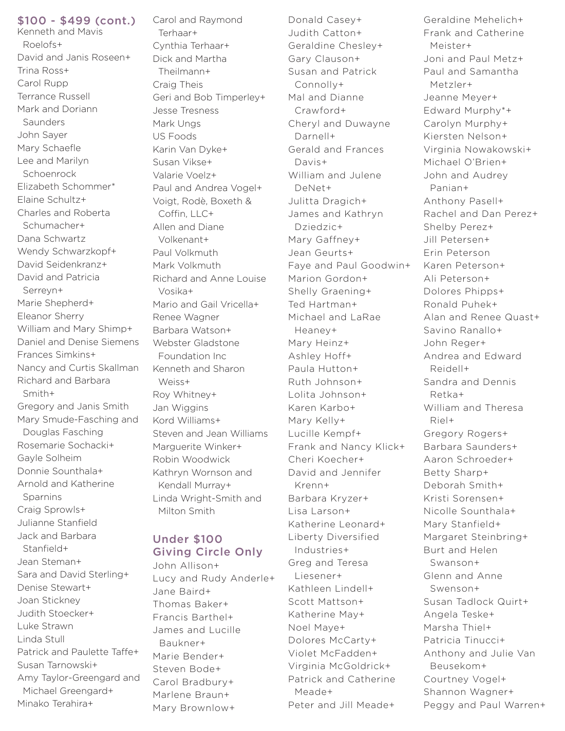## $100 - $499 (cont.)

Kenneth and Mavis Roelofs+
David and Janis Roseen+
Trina Ross+
Carol Rupp
Terrance Russell
Mark and Doriann Saunders
John Sayer
Mary Schaefle
Lee and Marilyn Schoenrock
Elizabeth Schommer*
Elaine Schultz+
Charles and Roberta Schumacher+
Dana Schwartz
Wendy Schwarzkopf+
David Seidenkranz+
David and Patricia Serreyn+
Marie Shepherd+
Eleanor Sherry
William and Mary Shimp+
Daniel and Denise Siemens
Frances Simkins+
Nancy and Curtis Skallman
Richard and Barbara Smith+
Gregory and Janis Smith
Mary Smude-Fasching and Douglas Fasching
Rosemarie Sochacki+
Gayle Solheim
Donnie Sounthala+
Arnold and Katherine Sparnins
Craig Sprowls+
Julianne Stanfield
Jack and Barbara Stanfield+
Jean Steman+
Sara and David Sterling+
Denise Stewart+
Joan Stickney
Judith Stoecker+
Luke Strawn
Linda Stull
Patrick and Paulette Taffe+
Susan Tarnowski+
Amy Taylor-Greengard and Michael Greengard+
Minako Terahira+
Carol and Raymond Terhaar+
Cynthia Terhaar+
Dick and Martha Theilmann+
Craig Theis
Geri and Bob Timperley+
Jesse Tresness
Mark Ungs
US Foods
Karin Van Dyke+
Susan Vikse+
Valarie Voelz+
Paul and Andrea Vogel+
Voigt, Rodè, Boxeth & Coffin, LLC+
Allen and Diane Volkenant+
Paul Volkmuth
Mark Volkmuth
Richard and Anne Louise Vosika+
Mario and Gail Vricella+
Renee Wagner
Barbara Watson+
Webster Gladstone Foundation Inc
Kenneth and Sharon Weiss+
Roy Whitney+
Jan Wiggins
Kord Williams+
Steven and Jean Williams
Marguerite Winker+
Robin Woodwick
Kathryn Wornson and Kendall Murray+
Linda Wright-Smith and Milton Smith

## Under $100 Giving Circle Only

John Allison+
Lucy and Rudy Anderle+
Jane Baird+
Thomas Baker+
Francis Barthel+
James and Lucille Baukner+
Marie Bender+
Steven Bode+
Carol Bradbury+
Marlene Braun+
Mary Brownlow+
Donald Casey+
Judith Catton+
Geraldine Chesley+
Gary Clauson+
Susan and Patrick Connolly+
Mal and Dianne Crawford+
Cheryl and Duwayne Darnell+
Gerald and Frances Davis+
William and Julene DeNet+
Julitta Dragich+
James and Kathryn Dziedzic+
Mary Gaffney+
Jean Geurts+
Faye and Paul Goodwin+
Marion Gordon+
Shelly Graening+
Ted Hartman+
Michael and LaRae Heaney+
Mary Heinz+
Ashley Hoff+
Paula Hutton+
Ruth Johnson+
Lolita Johnson+
Karen Karbo+
Mary Kelly+
Lucille Kempf+
Frank and Nancy Klick+
Cheri Koecher+
David and Jennifer Krenn+
Barbara Kryzer+
Lisa Larson+
Katherine Leonard+
Liberty Diversified Industries+
Greg and Teresa Liesener+
Kathleen Lindell+
Scott Mattson+
Katherine May+
Noel Maye+
Dolores McCarty+
Violet McFadden+
Virginia McGoldrick+
Patrick and Catherine Meade+
Peter and Jill Meade+
Geraldine Mehelich+
Frank and Catherine Meister+
Joni and Paul Metz+
Paul and Samantha Metzler+
Jeanne Meyer+
Edward Murphy*+
Carolyn Murphy+
Kiersten Nelson+
Virginia Nowakowski+
Michael O'Brien+
John and Audrey Panian+
Anthony Pasell+
Rachel and Dan Perez+
Shelby Perez+
Jill Petersen+
Erin Peterson
Karen Peterson+
Ali Peterson+
Dolores Phipps+
Ronald Puhek+
Alan and Renee Quast+
Savino Ranallo+
John Reger+
Andrea and Edward Reidell+
Sandra and Dennis Retka+
William and Theresa Riel+
Gregory Rogers+
Barbara Saunders+
Aaron Schroeder+
Betty Sharp+
Deborah Smith+
Kristi Sorensen+
Nicolle Sounthala+
Mary Stanfield+
Margaret Steinbring+
Burt and Helen Swanson+
Glenn and Anne Swenson+
Susan Tadlock Quirt+
Angela Teske+
Marsha Thiel+
Patricia Tinucci+
Anthony and Julie Van Beusekom+
Courtney Vogel+
Shannon Wagner+
Peggy and Paul Warren+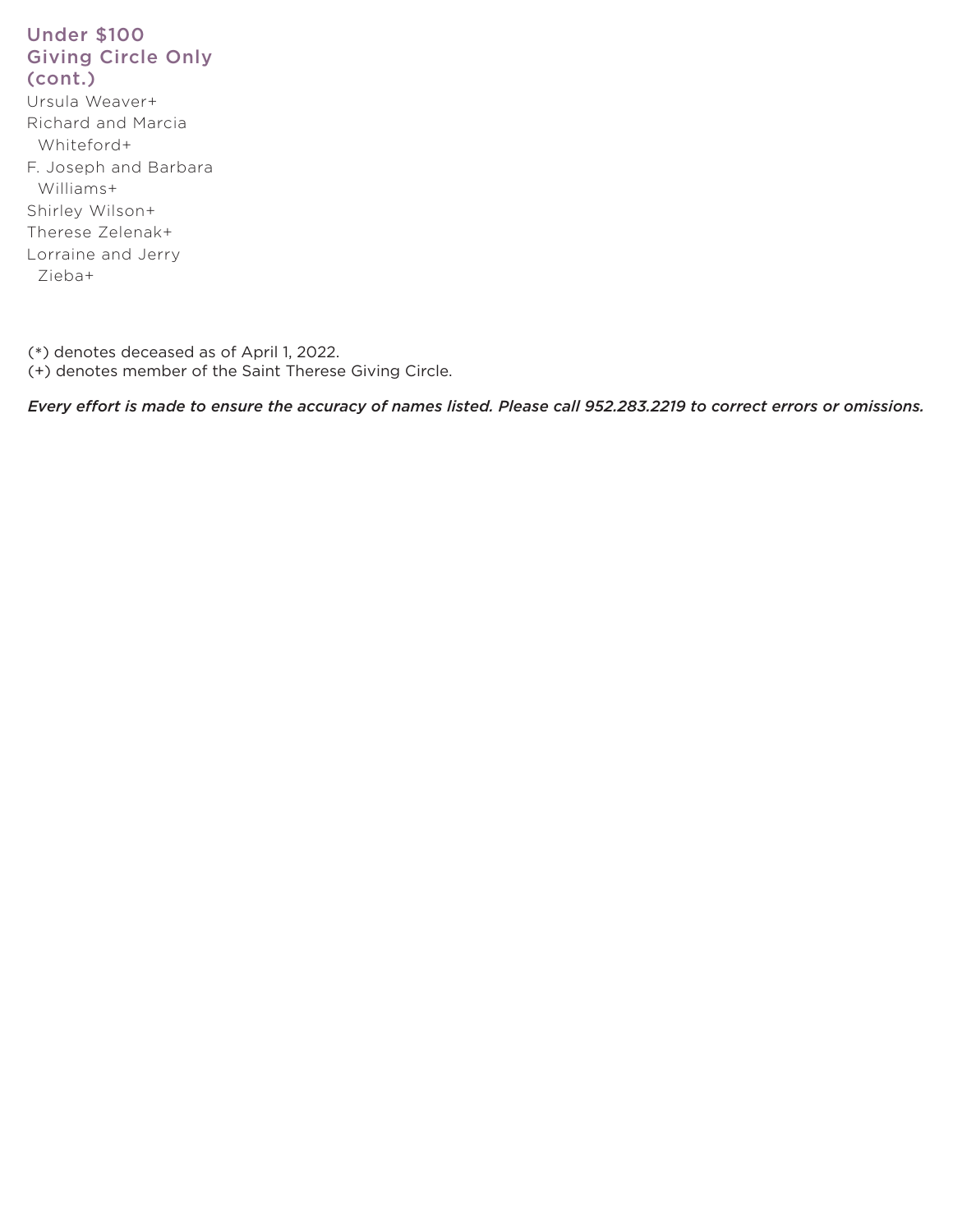## Under $100 Giving Circle Only (cont.)

Ursula Weaver+
Richard and Marcia Whiteford+
F. Joseph and Barbara Williams+
Shirley Wilson+
Therese Zelenak+
Lorraine and Jerry Zieba+

(*) denotes deceased as of April 1, 2022.
(+) denotes member of the Saint Therese Giving Circle.

*Every effort is made to ensure the accuracy of names listed. Please call 952.283.2219 to correct errors or omissions.*